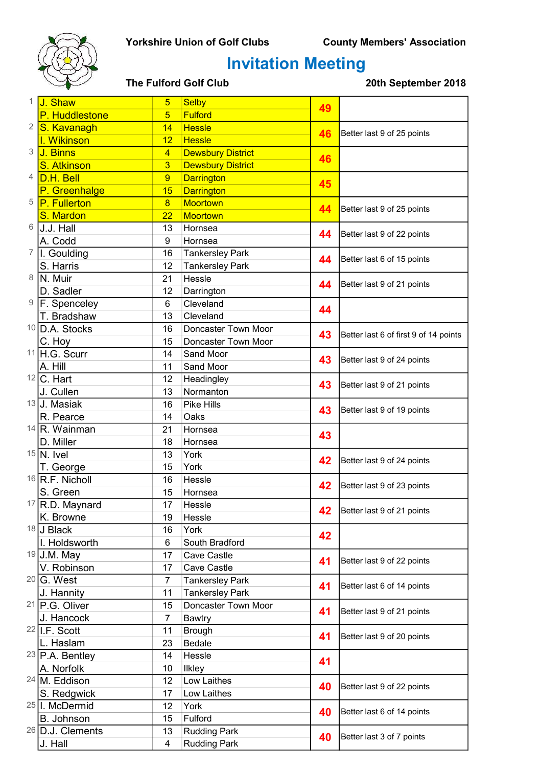**Yorkshire Union of Golf Clubs** **County Members' Association**

# Invitation Meeting

**The Fulford Golf Club** **20th September 2018**

| Pos | Name | Hcp | Club | Points | Notes |
|---|---|---|---|---|---|
| 1 | J. Shaw | 5 | Selby | 49 | |
| | P. Huddlestone | 5 | Fulford | | |
| 2 | S. Kavanagh | 14 | Hessle | 46 | Better last 9 of 25 points |
| | I. Wikinson | 12 | Hessle | | |
| 3 | J. Binns | 4 | Dewsbury District | 46 | |
| | S. Atkinson | 3 | Dewsbury District | | |
| 4 | D.H. Bell | 9 | Darrington | 45 | |
| | P. Greenhalge | 15 | Darrington | | |
| 5 | P. Fullerton | 8 | Moortown | 44 | Better last 9 of 25 points |
| | S. Mardon | 22 | Moortown | | |
| 6 | J.J. Hall | 13 | Hornsea | 44 | Better last 9 of 22 points |
| | A. Codd | 9 | Hornsea | | |
| 7 | I. Goulding | 16 | Tankersley Park | 44 | Better last 6 of 15 points |
| | S. Harris | 12 | Tankersley Park | | |
| 8 | N. Muir | 21 | Hessle | 44 | Better last 9 of 21 points |
| | D. Sadler | 12 | Darrington | | |
| 9 | F. Spenceley | 6 | Cleveland | 44 | |
| | T. Bradshaw | 13 | Cleveland | | |
| 10 | D.A. Stocks | 16 | Doncaster Town Moor | 43 | Better last 6 of first 9 of 14 points |
| | C. Hoy | 15 | Doncaster Town Moor | | |
| 11 | H.G. Scurr | 14 | Sand Moor | 43 | Better last 9 of 24 points |
| | A. Hill | 11 | Sand Moor | | |
| 12 | C. Hart | 12 | Headingley | 43 | Better last 9 of 21 points |
| | J. Cullen | 13 | Normanton | | |
| 13 | J. Masiak | 16 | Pike Hills | 43 | Better last 9 of 19 points |
| | R. Pearce | 14 | Oaks | | |
| 14 | R. Wainman | 21 | Hornsea | 43 | |
| | D. Miller | 18 | Hornsea | | |
| 15 | N. Ivel | 13 | York | 42 | Better last 9 of 24 points |
| | T. George | 15 | York | | |
| 16 | R.F. Nicholl | 16 | Hessle | 42 | Better last 9 of 23 points |
| | S. Green | 15 | Hornsea | | |
| 17 | R.D. Maynard | 17 | Hessle | 42 | Better last 9 of 21 points |
| | K. Browne | 19 | Hessle | | |
| 18 | J Black | 16 | York | 42 | |
| | I. Holdsworth | 6 | South Bradford | | |
| 19 | J.M. May | 17 | Cave Castle | 41 | Better last 9 of 22 points |
| | V. Robinson | 17 | Cave Castle | | |
| 20 | G. West | 7 | Tankersley Park | 41 | Better last 6 of 14 points |
| | J. Hannity | 11 | Tankersley Park | | |
| 21 | P.G. Oliver | 15 | Doncaster Town Moor | 41 | Better last 9 of 21 points |
| | J. Hancock | 7 | Bawtry | | |
| 22 | I.F. Scott | 11 | Brough | 41 | Better last 9 of 20 points |
| | L. Haslam | 23 | Bedale | | |
| 23 | P.A. Bentley | 14 | Hessle | 41 | |
| | A. Norfolk | 10 | Ilkley | | |
| 24 | M. Eddison | 12 | Low Laithes | 40 | Better last 9 of 22 points |
| | S. Redgwick | 17 | Low Laithes | | |
| 25 | I. McDermid | 12 | York | 40 | Better last 6 of 14 points |
| | B. Johnson | 15 | Fulford | | |
| 26 | D.J. Clements | 13 | Rudding Park | 40 | Better last 3 of 7 points |
| | J. Hall | 4 | Rudding Park | | |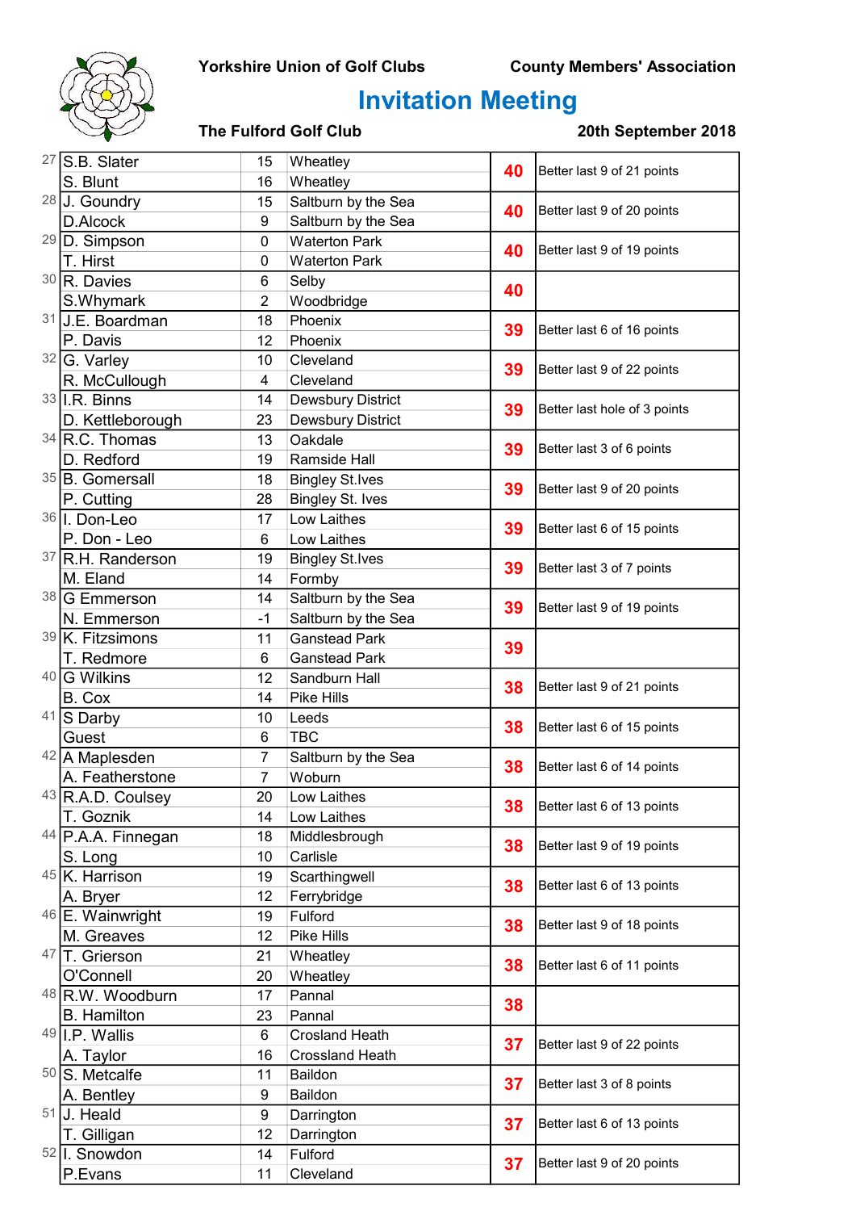**Yorkshire Union of Golf Clubs** **County Members' Association**

# Invitation Meeting

**The Fulford Golf Club** **20th September 2018**

| Pos | Name | Hcp | Club | Points | Notes |
|---|---|---|---|---|---|
| 27 | S.B. Slater | 15 | Wheatley | 40 | Better last 9 of 21 points |
| | S. Blunt | 16 | Wheatley | | |
| 28 | J. Goundry | 15 | Saltburn by the Sea | 40 | Better last 9 of 20 points |
| | D.Alcock | 9 | Saltburn by the Sea | | |
| 29 | D. Simpson | 0 | Waterton Park | 40 | Better last 9 of 19 points |
| | T. Hirst | 0 | Waterton Park | | |
| 30 | R. Davies | 6 | Selby | 40 | |
| | S.Whymark | 2 | Woodbridge | | |
| 31 | J.E. Boardman | 18 | Phoenix | 39 | Better last 6 of 16 points |
| | P. Davis | 12 | Phoenix | | |
| 32 | G. Varley | 10 | Cleveland | 39 | Better last 9 of 22 points |
| | R. McCullough | 4 | Cleveland | | |
| 33 | I.R. Binns | 14 | Dewsbury District | 39 | Better last hole of 3 points |
| | D. Kettleborough | 23 | Dewsbury District | | |
| 34 | R.C. Thomas | 13 | Oakdale | 39 | Better last 3 of 6 points |
| | D. Redford | 19 | Ramside Hall | | |
| 35 | B. Gomersall | 18 | Bingley St.Ives | 39 | Better last 9 of 20 points |
| | P. Cutting | 28 | Bingley St. Ives | | |
| 36 | I. Don-Leo | 17 | Low Laithes | 39 | Better last 6 of 15 points |
| | P. Don - Leo | 6 | Low Laithes | | |
| 37 | R.H. Randerson | 19 | Bingley St.Ives | 39 | Better last 3 of 7 points |
| | M. Eland | 14 | Formby | | |
| 38 | G Emmerson | 14 | Saltburn by the Sea | 39 | Better last 9 of 19 points |
| | N. Emmerson | -1 | Saltburn by the Sea | | |
| 39 | K. Fitzsimons | 11 | Ganstead Park | 39 | |
| | T. Redmore | 6 | Ganstead Park | | |
| 40 | G Wilkins | 12 | Sandburn Hall | 38 | Better last 9 of 21 points |
| | B. Cox | 14 | Pike Hills | | |
| 41 | S Darby | 10 | Leeds | 38 | Better last 6 of 15 points |
| | Guest | 6 | TBC | | |
| 42 | A Maplesden | 7 | Saltburn by the Sea | 38 | Better last 6 of 14 points |
| | A. Featherstone | 7 | Woburn | | |
| 43 | R.A.D. Coulsey | 20 | Low Laithes | 38 | Better last 6 of 13 points |
| | T. Goznik | 14 | Low Laithes | | |
| 44 | P.A.A. Finnegan | 18 | Middlesbrough | 38 | Better last 9 of 19 points |
| | S. Long | 10 | Carlisle | | |
| 45 | K. Harrison | 19 | Scarthingwell | 38 | Better last 6 of 13 points |
| | A. Bryer | 12 | Ferrybridge | | |
| 46 | E. Wainwright | 19 | Fulford | 38 | Better last 9 of 18 points |
| | M. Greaves | 12 | Pike Hills | | |
| 47 | T. Grierson | 21 | Wheatley | 38 | Better last 6 of 11 points |
| | O'Connell | 20 | Wheatley | | |
| 48 | R.W. Woodburn | 17 | Pannal | 38 | |
| | B. Hamilton | 23 | Pannal | | |
| 49 | I.P. Wallis | 6 | Crosland Heath | 37 | Better last 9 of 22 points |
| | A. Taylor | 16 | Crossland Heath | | |
| 50 | S. Metcalfe | 11 | Baildon | 37 | Better last 3 of 8 points |
| | A. Bentley | 9 | Baildon | | |
| 51 | J. Heald | 9 | Darrington | 37 | Better last 6 of 13 points |
| | T. Gilligan | 12 | Darrington | | |
| 52 | I. Snowdon | 14 | Fulford | 37 | Better last 9 of 20 points |
| | P.Evans | 11 | Cleveland | | |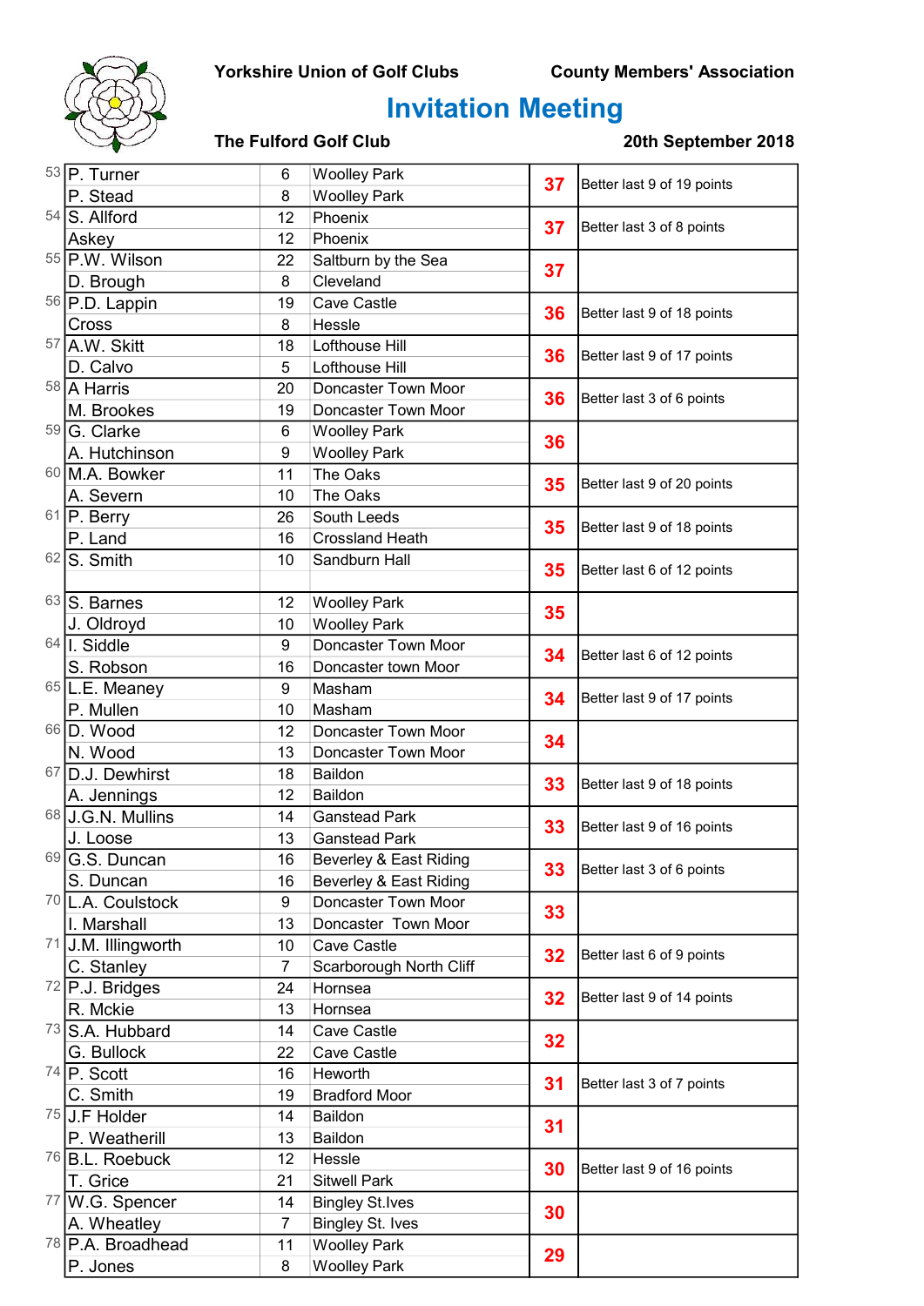**Yorkshire Union of Golf Clubs** **County Members' Association**

# Invitation Meeting

**The Fulford Golf Club** **20th September 2018**

| Pos | Name | Hcp | Club | Points | Note |
|---|---|---|---|---|---|
| 53 | P. Turner | 6 | Woolley Park | 37 | Better last 9 of 19 points |
| | P. Stead | 8 | Woolley Park | | |
| 54 | S. Allford | 12 | Phoenix | 37 | Better last 3 of 8 points |
| | Askey | 12 | Phoenix | | |
| 55 | P.W. Wilson | 22 | Saltburn by the Sea | 37 | |
| | D. Brough | 8 | Cleveland | | |
| 56 | P.D. Lappin | 19 | Cave Castle | 36 | Better last 9 of 18 points |
| | Cross | 8 | Hessle | | |
| 57 | A.W. Skitt | 18 | Lofthouse Hill | 36 | Better last 9 of 17 points |
| | D. Calvo | 5 | Lofthouse Hill | | |
| 58 | A Harris | 20 | Doncaster Town Moor | 36 | Better last 3 of 6 points |
| | M. Brookes | 19 | Doncaster Town Moor | | |
| 59 | G. Clarke | 6 | Woolley Park | 36 | |
| | A. Hutchinson | 9 | Woolley Park | | |
| 60 | M.A. Bowker | 11 | The Oaks | 35 | Better last 9 of 20 points |
| | A. Severn | 10 | The Oaks | | |
| 61 | P. Berry | 26 | South Leeds | 35 | Better last 9 of 18 points |
| | P. Land | 16 | Crossland Heath | | |
| 62 | S. Smith | 10 | Sandburn Hall | 35 | Better last 6 of 12 points |
| | | | | | |
| 63 | S. Barnes | 12 | Woolley Park | 35 | |
| | J. Oldroyd | 10 | Woolley Park | | |
| 64 | I. Siddle | 9 | Doncaster Town Moor | 34 | Better last 6 of 12 points |
| | S. Robson | 16 | Doncaster town Moor | | |
| 65 | L.E. Meaney | 9 | Masham | 34 | Better last 9 of 17 points |
| | P. Mullen | 10 | Masham | | |
| 66 | D. Wood | 12 | Doncaster Town Moor | 34 | |
| | N. Wood | 13 | Doncaster Town Moor | | |
| 67 | D.J. Dewhirst | 18 | Baildon | 33 | Better last 9 of 18 points |
| | A. Jennings | 12 | Baildon | | |
| 68 | J.G.N. Mullins | 14 | Ganstead Park | 33 | Better last 9 of 16 points |
| | J. Loose | 13 | Ganstead Park | | |
| 69 | G.S. Duncan | 16 | Beverley & East Riding | 33 | Better last 3 of 6 points |
| | S. Duncan | 16 | Beverley & East Riding | | |
| 70 | L.A. Coulstock | 9 | Doncaster Town Moor | 33 | |
| | I. Marshall | 13 | Doncaster Town Moor | | |
| 71 | J.M. Illingworth | 10 | Cave Castle | 32 | Better last 6 of 9 points |
| | C. Stanley | 7 | Scarborough North Cliff | | |
| 72 | P.J. Bridges | 24 | Hornsea | 32 | Better last 9 of 14 points |
| | R. Mckie | 13 | Hornsea | | |
| 73 | S.A. Hubbard | 14 | Cave Castle | 32 | |
| | G. Bullock | 22 | Cave Castle | | |
| 74 | P. Scott | 16 | Heworth | 31 | Better last 3 of 7 points |
| | C. Smith | 19 | Bradford Moor | | |
| 75 | J.F Holder | 14 | Baildon | 31 | |
| | P. Weatherill | 13 | Baildon | | |
| 76 | B.L. Roebuck | 12 | Hessle | 30 | Better last 9 of 16 points |
| | T. Grice | 21 | Sitwell Park | | |
| 77 | W.G. Spencer | 14 | Bingley St.Ives | 30 | |
| | A. Wheatley | 7 | Bingley St. Ives | | |
| 78 | P.A. Broadhead | 11 | Woolley Park | 29 | |
| | P. Jones | 8 | Woolley Park | | |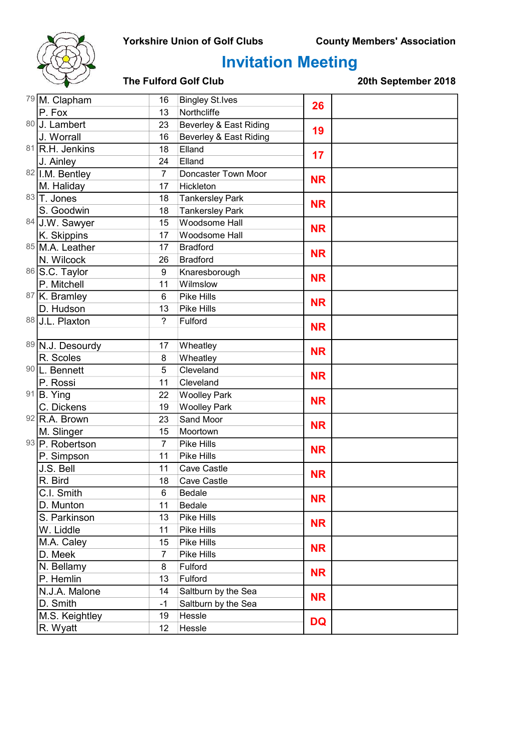**Yorkshire Union of Golf Clubs** **County Members' Association**

# Invitation Meeting

**The Fulford Golf Club** **20th September 2018**

| | | | | | |
|---|---|---|---|---|---|
| 79 | M. Clapham | 16 | Bingley St.Ives | 26 | |
| | P. Fox | 13 | Northcliffe | | |
| 80 | J. Lambert | 23 | Beverley & East Riding | 19 | |
| | J. Worrall | 16 | Beverley & East Riding | | |
| 81 | R.H. Jenkins | 18 | Elland | 17 | |
| | J. Ainley | 24 | Elland | | |
| 82 | I.M. Bentley | 7 | Doncaster Town Moor | NR | |
| | M. Haliday | 17 | Hickleton | | |
| 83 | T. Jones | 18 | Tankersley Park | NR | |
| | S. Goodwin | 18 | Tankersley Park | | |
| 84 | J.W. Sawyer | 15 | Woodsome Hall | NR | |
| | K. Skippins | 17 | Woodsome Hall | | |
| 85 | M.A. Leather | 17 | Bradford | NR | |
| | N. Wilcock | 26 | Bradford | | |
| 86 | S.C. Taylor | 9 | Knaresborough | NR | |
| | P. Mitchell | 11 | Wilmslow | | |
| 87 | K. Bramley | 6 | Pike Hills | NR | |
| | D. Hudson | 13 | Pike Hills | | |
| 88 | J.L. Plaxton | ? | Fulford | NR | |
| | | | | | |
| 89 | N.J. Desourdy | 17 | Wheatley | NR | |
| | R. Scoles | 8 | Wheatley | | |
| 90 | L. Bennett | 5 | Cleveland | NR | |
| | P. Rossi | 11 | Cleveland | | |
| 91 | B. Ying | 22 | Woolley Park | NR | |
| | C. Dickens | 19 | Woolley Park | | |
| 92 | R.A. Brown | 23 | Sand Moor | NR | |
| | M. Slinger | 15 | Moortown | | |
| 93 | P. Robertson | 7 | Pike Hills | NR | |
| | P. Simpson | 11 | Pike Hills | | |
| | J.S. Bell | 11 | Cave Castle | NR | |
| | R. Bird | 18 | Cave Castle | | |
| | C.I. Smith | 6 | Bedale | NR | |
| | D. Munton | 11 | Bedale | | |
| | S. Parkinson | 13 | Pike Hills | NR | |
| | W. Liddle | 11 | Pike Hills | | |
| | M.A. Caley | 15 | Pike Hills | NR | |
| | D. Meek | 7 | Pike Hills | | |
| | N. Bellamy | 8 | Fulford | NR | |
| | P. Hemlin | 13 | Fulford | | |
| | N.J.A. Malone | 14 | Saltburn by the Sea | NR | |
| | D. Smith | -1 | Saltburn by the Sea | | |
| | M.S. Keightley | 19 | Hessle | DQ | |
| | R. Wyatt | 12 | Hessle | | |